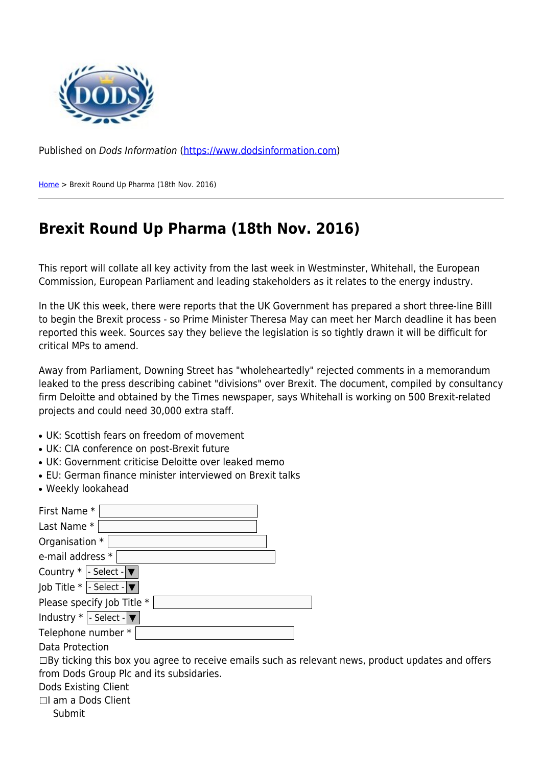Published on *Dods Information* (https://www.dodsinformation.com)

Home > Brexit Round Up Pharma (18th Nov. 2016)

# Brexit Round Up Pharma (18th Nov. 2016)

This report will collate all key activity from the last week in Westminster, Whitehall, the European Commission, European Parliament and leading stakeholders as it relates to the energy industry.

In the UK this week, there were reports that the UK Government has prepared a short three-line Billl to begin the Brexit process - so Prime Minister Theresa May can meet her March deadline it has been reported this week. Sources say they believe the legislation is so tightly drawn it will be difficult for critical MPs to amend.

Away from Parliament, Downing Street has "wholeheartedly" rejected comments in a memorandum leaked to the press describing cabinet "divisions" over Brexit. The document, compiled by consultancy firm Deloitte and obtained by the Times newspaper, says Whitehall is working on 500 Brexit-related projects and could need 30,000 extra staff.

- UK: Scottish fears on freedom of movement
- UK: CIA conference on post-Brexit future
- UK: Government criticise Deloitte over leaked memo
- EU: German finance minister interviewed on Brexit talks
- Weekly lookahead

First Name *
Last Name *
Organisation *
e-mail address *
Country * - Select -
Job Title * - Select -
Please specify Job Title *
Industry * - Select -
Telephone number *
Data Protection
☐By ticking this box you agree to receive emails such as relevant news, product updates and offers from Dods Group Plc and its subsidaries.
Dods Existing Client
☐I am a Dods Client
Submit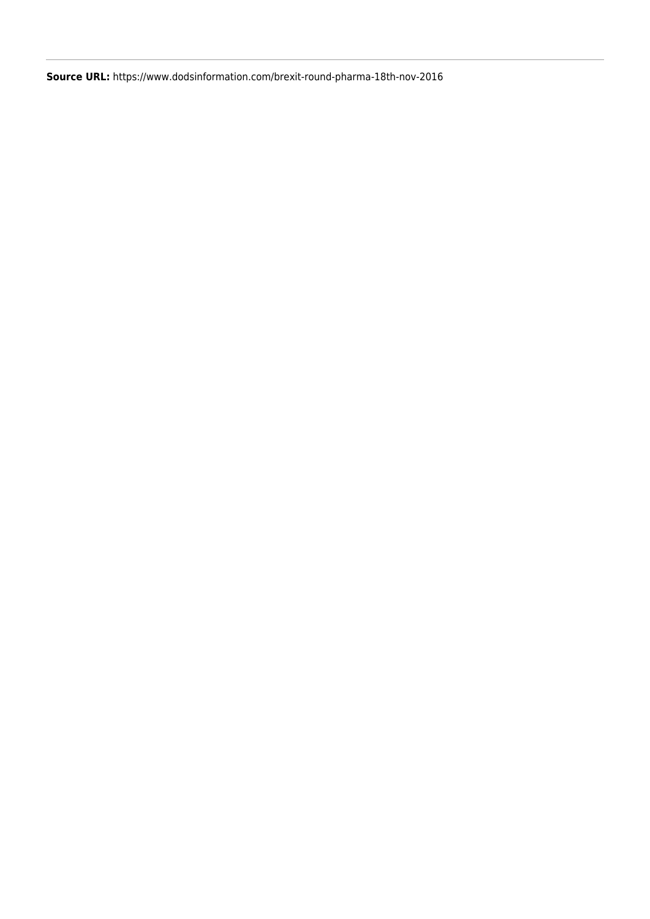---

**Source URL:** https://www.dodsinformation.com/brexit-round-pharma-18th-nov-2016